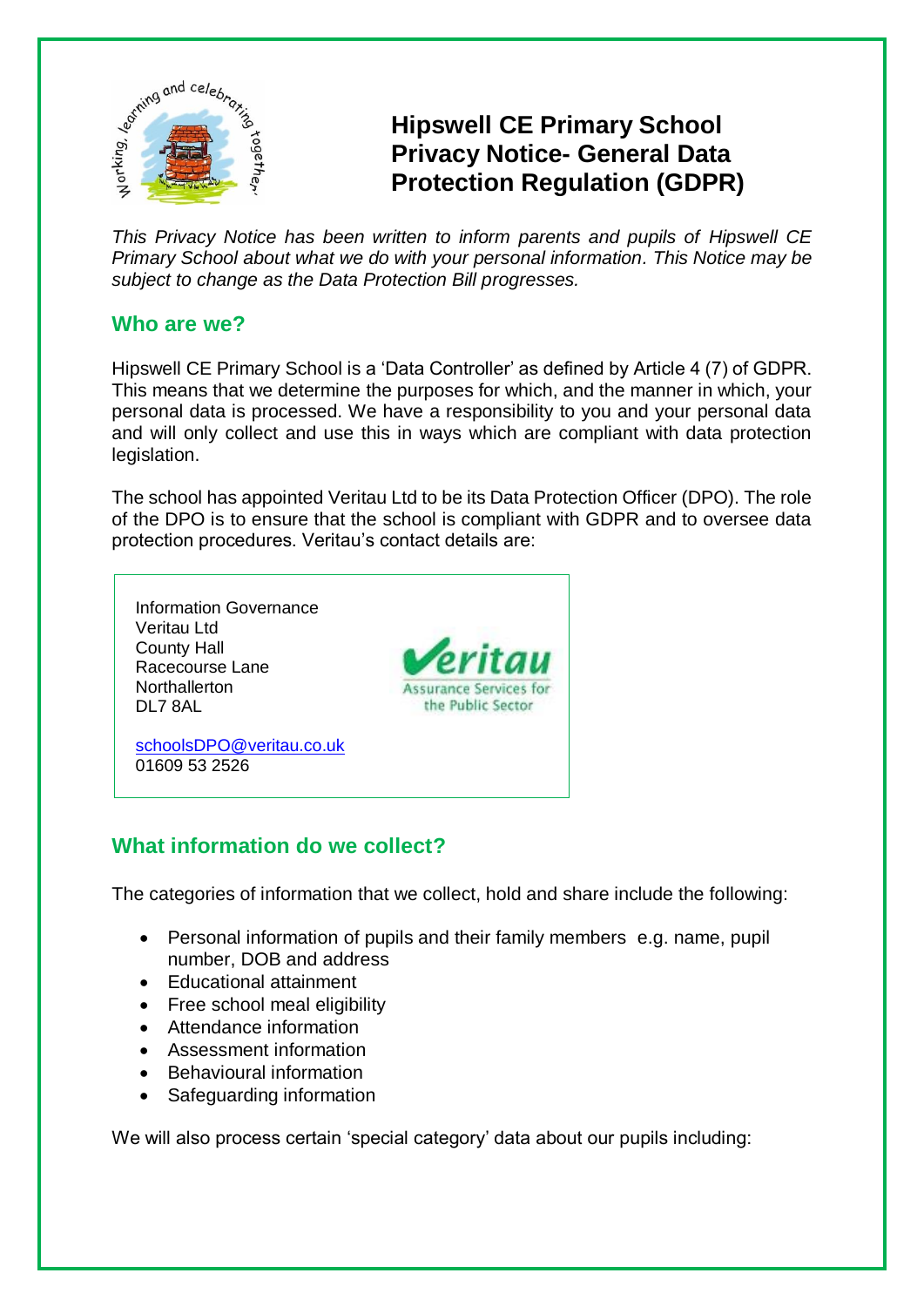# Hipswell CE Primary School Privacy Notice- General Data Protection Regulation (GDPR)

*This Privacy Notice has been written to inform parents and pupils of Hipswell CE Primary School about what we do with your personal information. This Notice may be subject to change as the Data Protection Bill progresses.*

## Who are we?

Hipswell CE Primary School is a 'Data Controller' as defined by Article 4 (7) of GDPR. This means that we determine the purposes for which, and the manner in which, your personal data is processed. We have a responsibility to you and your personal data and will only collect and use this in ways which are compliant with data protection legislation.

The school has appointed Veritau Ltd to be its Data Protection Officer (DPO). The role of the DPO is to ensure that the school is compliant with GDPR and to oversee data protection procedures. Veritau's contact details are:

Information Governance
Veritau Ltd
County Hall
Racecourse Lane
Northallerton
DL7 8AL

schoolsDPO@veritau.co.uk
01609 53 2526

## What information do we collect?

The categories of information that we collect, hold and share include the following:

- Personal information of pupils and their family members e.g. name, pupil number, DOB and address
- Educational attainment
- Free school meal eligibility
- Attendance information
- Assessment information
- Behavioural information
- Safeguarding information

We will also process certain 'special category' data about our pupils including: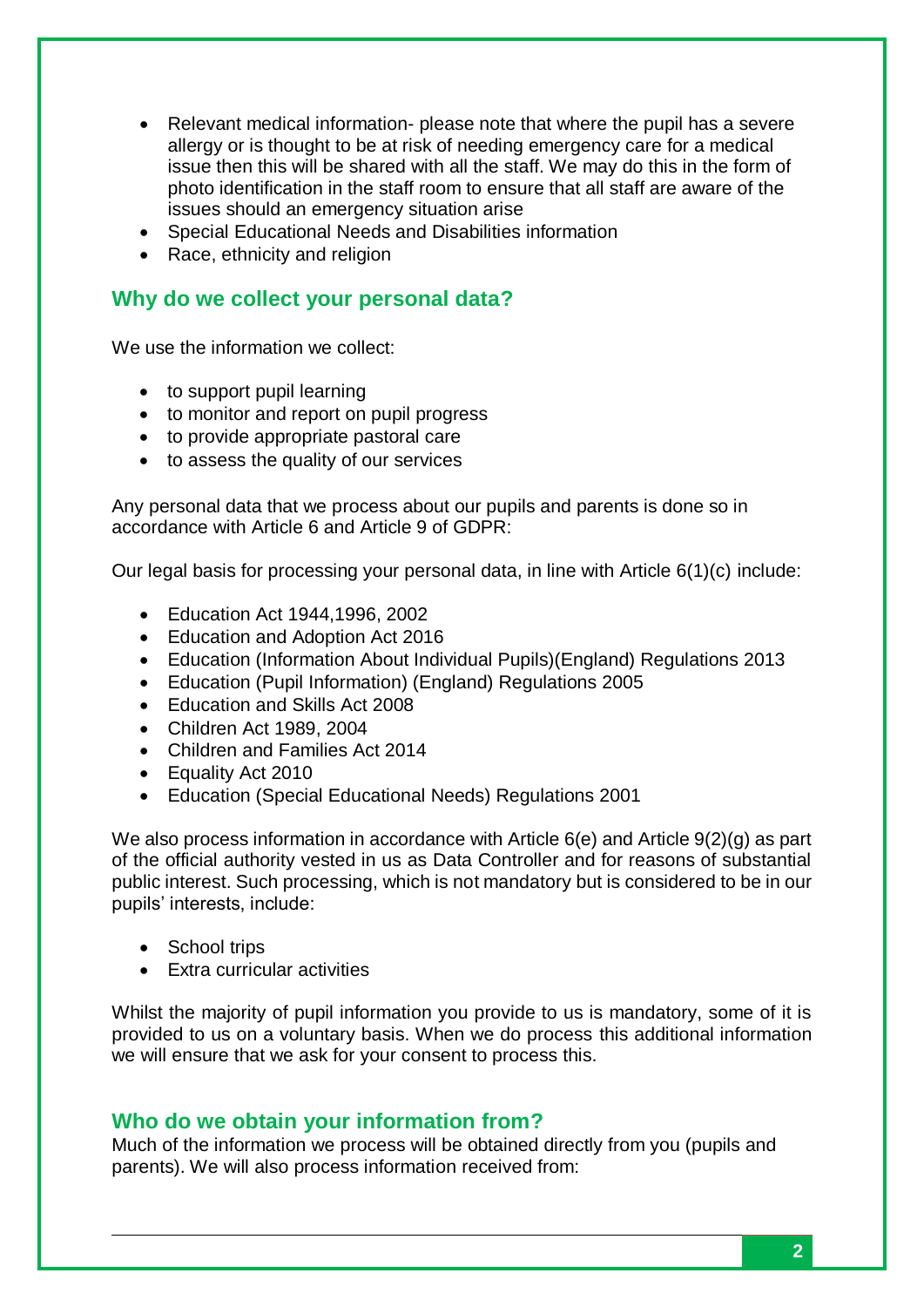- Relevant medical information- please note that where the pupil has a severe allergy or is thought to be at risk of needing emergency care for a medical issue then this will be shared with all the staff. We may do this in the form of photo identification in the staff room to ensure that all staff are aware of the issues should an emergency situation arise
- Special Educational Needs and Disabilities information
- Race, ethnicity and religion

## Why do we collect your personal data?

We use the information we collect:

- to support pupil learning
- to monitor and report on pupil progress
- to provide appropriate pastoral care
- to assess the quality of our services

Any personal data that we process about our pupils and parents is done so in accordance with Article 6 and Article 9 of GDPR:

Our legal basis for processing your personal data, in line with Article 6(1)(c) include:

- Education Act 1944,1996, 2002
- Education and Adoption Act 2016
- Education (Information About Individual Pupils)(England) Regulations 2013
- Education (Pupil Information) (England) Regulations 2005
- Education and Skills Act 2008
- Children Act 1989, 2004
- Children and Families Act 2014
- Equality Act 2010
- Education (Special Educational Needs) Regulations 2001

We also process information in accordance with Article 6(e) and Article 9(2)(g) as part of the official authority vested in us as Data Controller and for reasons of substantial public interest. Such processing, which is not mandatory but is considered to be in our pupils' interests, include:

- School trips
- Extra curricular activities

Whilst the majority of pupil information you provide to us is mandatory, some of it is provided to us on a voluntary basis. When we do process this additional information we will ensure that we ask for your consent to process this.

## Who do we obtain your information from?

Much of the information we process will be obtained directly from you (pupils and parents). We will also process information received from: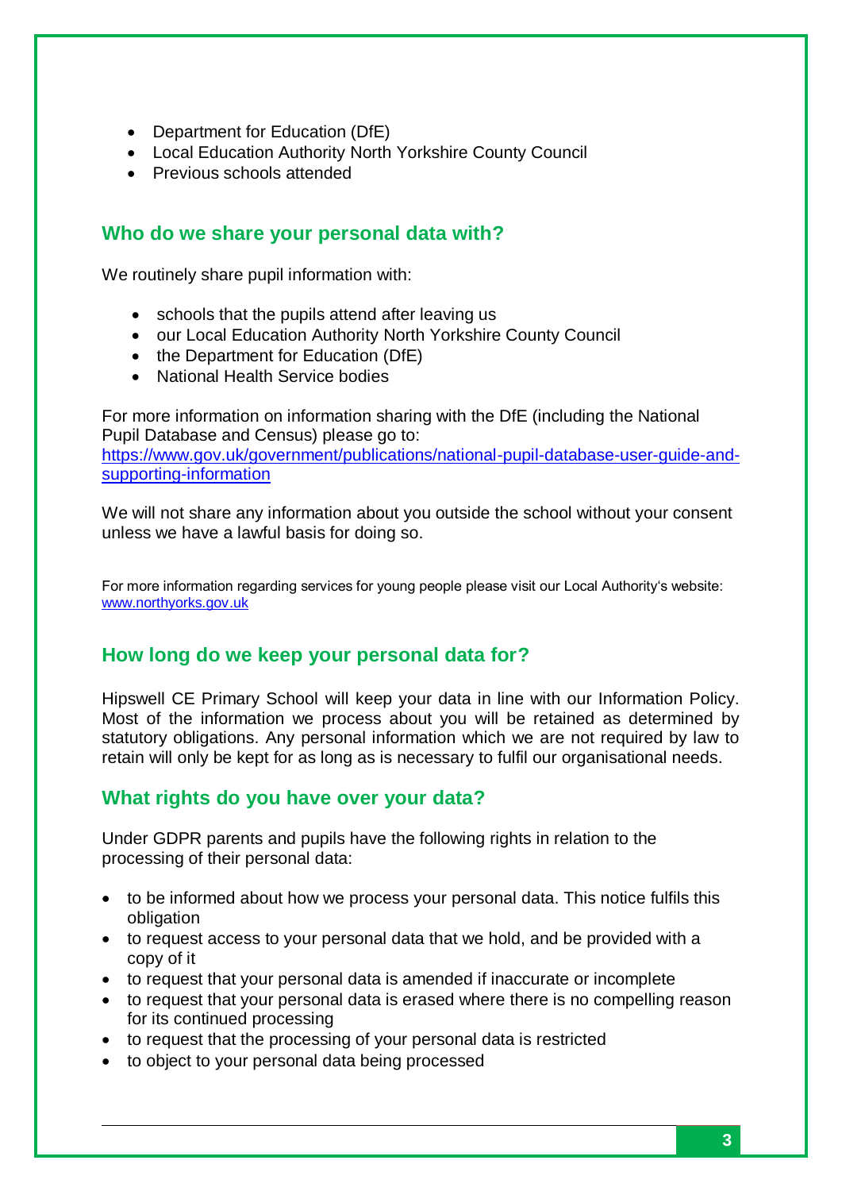- Department for Education (DfE)
- Local Education Authority North Yorkshire County Council
- Previous schools attended

## Who do we share your personal data with?

We routinely share pupil information with:

- schools that the pupils attend after leaving us
- our Local Education Authority North Yorkshire County Council
- the Department for Education (DfE)
- National Health Service bodies

For more information on information sharing with the DfE (including the National Pupil Database and Census) please go to: https://www.gov.uk/government/publications/national-pupil-database-user-guide-and-supporting-information

We will not share any information about you outside the school without your consent unless we have a lawful basis for doing so.

For more information regarding services for young people please visit our Local Authority's website: www.northyorks.gov.uk

## How long do we keep your personal data for?

Hipswell CE Primary School will keep your data in line with our Information Policy. Most of the information we process about you will be retained as determined by statutory obligations. Any personal information which we are not required by law to retain will only be kept for as long as is necessary to fulfil our organisational needs.

## What rights do you have over your data?

Under GDPR parents and pupils have the following rights in relation to the processing of their personal data:

- to be informed about how we process your personal data. This notice fulfils this obligation
- to request access to your personal data that we hold, and be provided with a copy of it
- to request that your personal data is amended if inaccurate or incomplete
- to request that your personal data is erased where there is no compelling reason for its continued processing
- to request that the processing of your personal data is restricted
- to object to your personal data being processed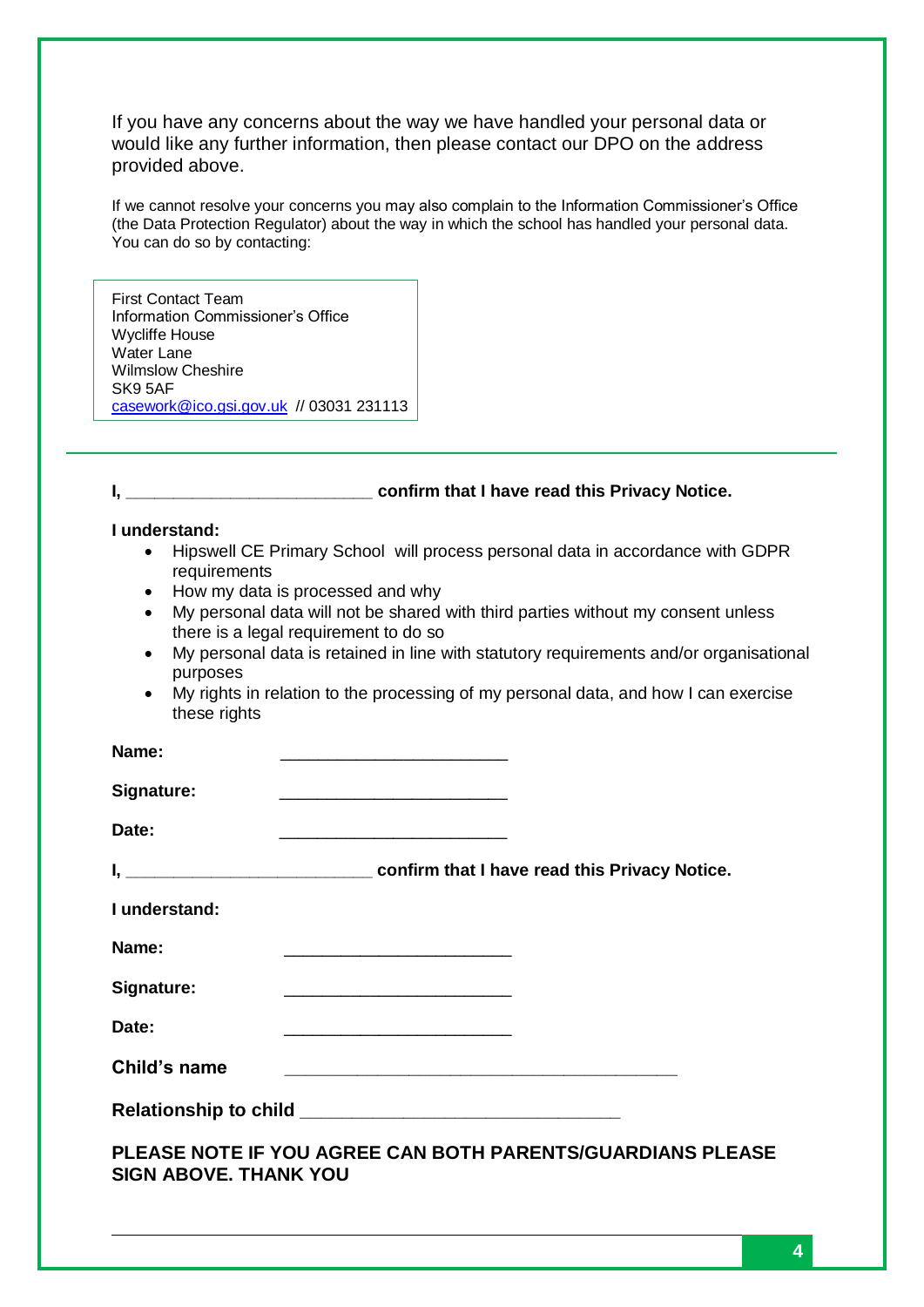If you have any concerns about the way we have handled your personal data or would like any further information, then please contact our DPO on the address provided above.

If we cannot resolve your concerns you may also complain to the Information Commissioner's Office (the Data Protection Regulator) about the way in which the school has handled your personal data. You can do so by contacting:

First Contact Team
Information Commissioner's Office
Wycliffe House
Water Lane
Wilmslow Cheshire
SK9 5AF
casework@ico.gsi.gov.uk // 03031 231113

---

**I, __________________________ confirm that I have read this Privacy Notice.**

**I understand:**

- Hipswell CE Primary School will process personal data in accordance with GDPR requirements
- How my data is processed and why
- My personal data will not be shared with third parties without my consent unless there is a legal requirement to do so
- My personal data is retained in line with statutory requirements and/or organisational purposes
- My rights in relation to the processing of my personal data, and how I can exercise these rights

**Name:** ________________________

**Signature:** ________________________

**Date:** ________________________

**I, __________________________ confirm that I have read this Privacy Notice.**

**I understand:**

**Name:** ________________________

**Signature:** ________________________

**Date:** ________________________

**Child's name** ________________________________________

**Relationship to child** _________________________________

**PLEASE NOTE IF YOU AGREE CAN BOTH PARENTS/GUARDIANS PLEASE SIGN ABOVE. THANK YOU**